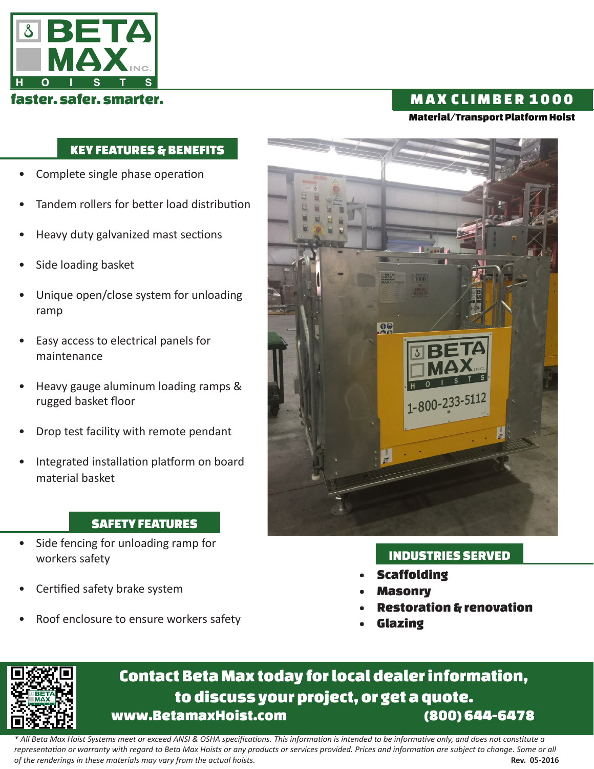# BETA MAX INC. HOISTS

faster. safer. smarter.

## MAX CLIMBER 1000

**Material/Transport Platform Hoist**

## KEY FEATURES & BENEFITS

- Complete single phase operation
- Tandem rollers for better load distribution
- Heavy duty galvanized mast sections
- Side loading basket
- Unique open/close system for unloading ramp
- Easy access to electrical panels for maintenance
- Heavy gauge aluminum loading ramps & rugged basket floor
- Drop test facility with remote pendant
- Integrated installation platform on board material basket

## SAFETY FEATURES

- Side fencing for unloading ramp for workers safety
- Certified safety brake system
- Roof enclosure to ensure workers safety

## INDUSTRIES SERVED

- **Scaffolding**
- **Masonry**
- **Restoration & renovation**
- **Glazing**

**Contact Beta Max today for local dealer information, to discuss your project, or get a quote.**

**www.BetamaxHoist.com** **(800) 644-6478**

*\* All Beta Max Hoist Systems meet or exceed ANSI & OSHA specifications. This information is intended to be informative only, and does not constitute a representation or warranty with regard to Beta Max Hoists or any products or services provided. Prices and information are subject to change. Some or all of the renderings in these materials may vary from the actual hoists.*

**Rev. 05-2016**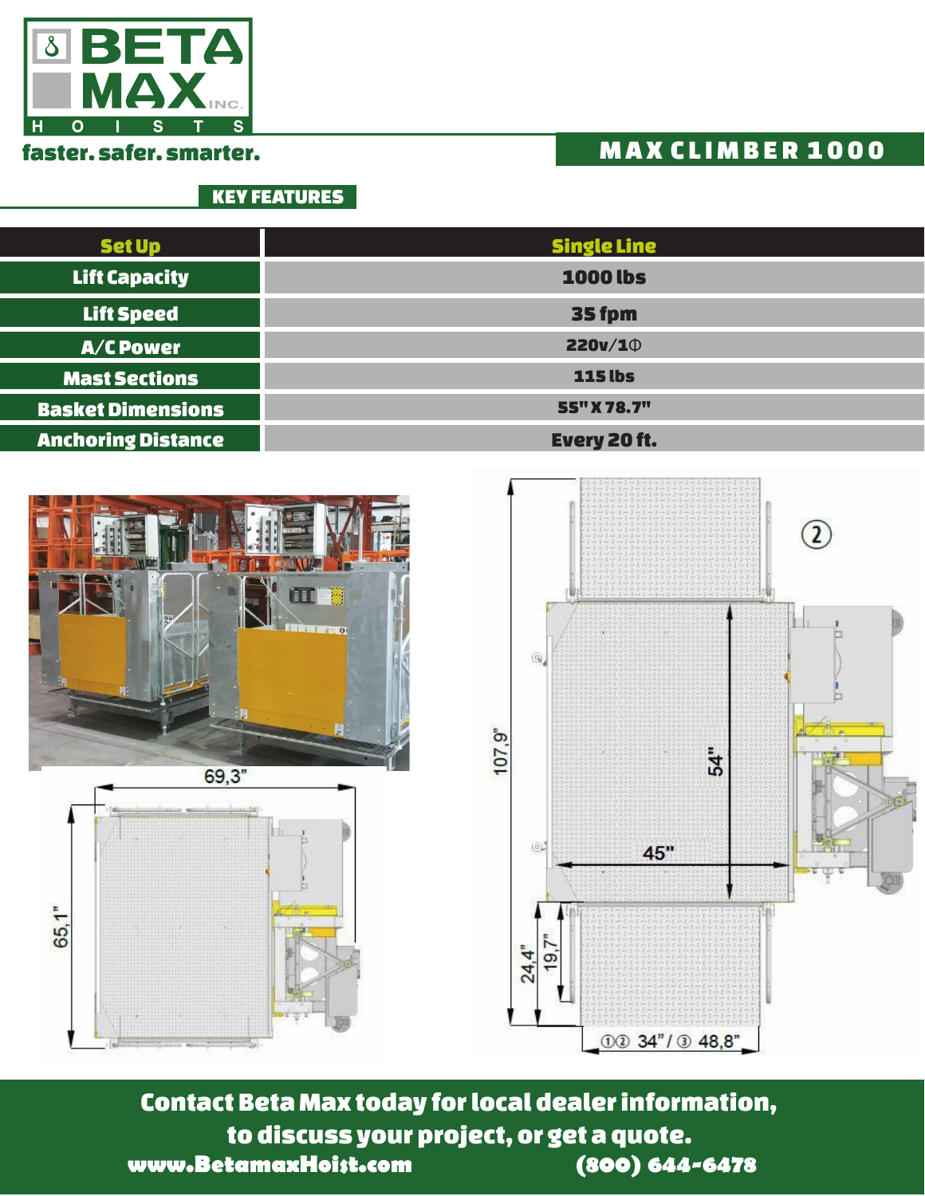BETA MAX INC. HOISTS

faster. safer. smarter.

# MAX CLIMBER 1000

## KEY FEATURES

| Set Up | Single Line |
|---|---|
| Lift Capacity | 1000 lbs |
| Lift Speed | 35 fpm |
| A/C Power | 220v/1Φ |
| Mast Sections | 115 lbs |
| Basket Dimensions | 55" X 78.7" |
| Anchoring Distance | Every 20 ft. |

69,3"

65,1"

107,9"

54"

45"

24,4"

19,7"

①② 34" / ③ 48,8"

②

**Contact Beta Max today for local dealer information, to discuss your project, or get a quote.**

**www.BetamaxHoist.com** **(800) 644-6478**